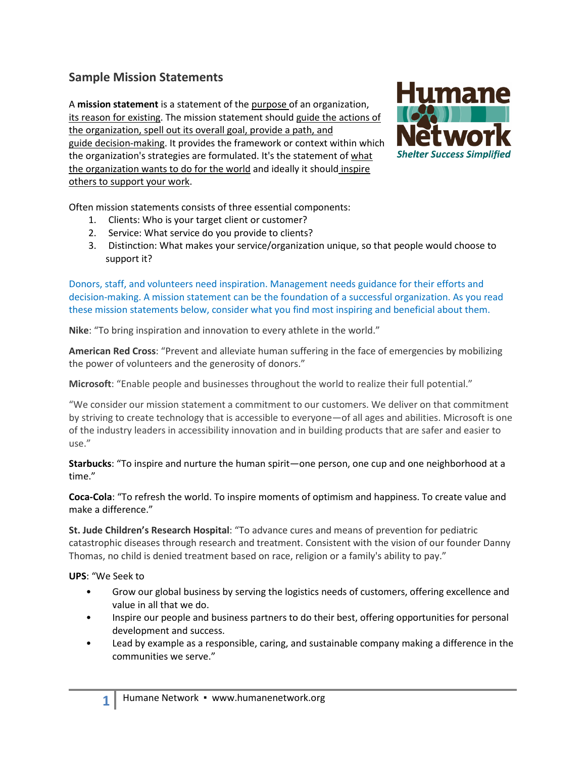## Sample Mission Statements

A **mission statement** is a statement of the purpose of an organization, its reason for existing. The mission statement should guide the actions of the organization, spell out its overall goal, provide a path, and guide decision-making. It provides the framework or context within which the organization's strategies are formulated. It's the statement of what the organization wants to do for the world and ideally it should inspire others to support your work.

Often mission statements consists of three essential components:

1. Clients: Who is your target client or customer?
2. Service: What service do you provide to clients?
3. Distinction: What makes your service/organization unique, so that people would choose to support it?

Donors, staff, and volunteers need inspiration. Management needs guidance for their efforts and decision-making. A mission statement can be the foundation of a successful organization. As you read these mission statements below, consider what you find most inspiring and beneficial about them.

**Nike**: "To bring inspiration and innovation to every athlete in the world."

**American Red Cross**: "Prevent and alleviate human suffering in the face of emergencies by mobilizing the power of volunteers and the generosity of donors."

**Microsoft**: "Enable people and businesses throughout the world to realize their full potential."

"We consider our mission statement a commitment to our customers. We deliver on that commitment by striving to create technology that is accessible to everyone—of all ages and abilities. Microsoft is one of the industry leaders in accessibility innovation and in building products that are safer and easier to use."

**Starbucks**: "To inspire and nurture the human spirit—one person, one cup and one neighborhood at a time."

**Coca-Cola**: "To refresh the world. To inspire moments of optimism and happiness. To create value and make a difference."

**St. Jude Children's Research Hospital**: "To advance cures and means of prevention for pediatric catastrophic diseases through research and treatment. Consistent with the vision of our founder Danny Thomas, no child is denied treatment based on race, religion or a family's ability to pay."

**UPS**: "We Seek to

- Grow our global business by serving the logistics needs of customers, offering excellence and value in all that we do.
- Inspire our people and business partners to do their best, offering opportunities for personal development and success.
- Lead by example as a responsible, caring, and sustainable company making a difference in the communities we serve."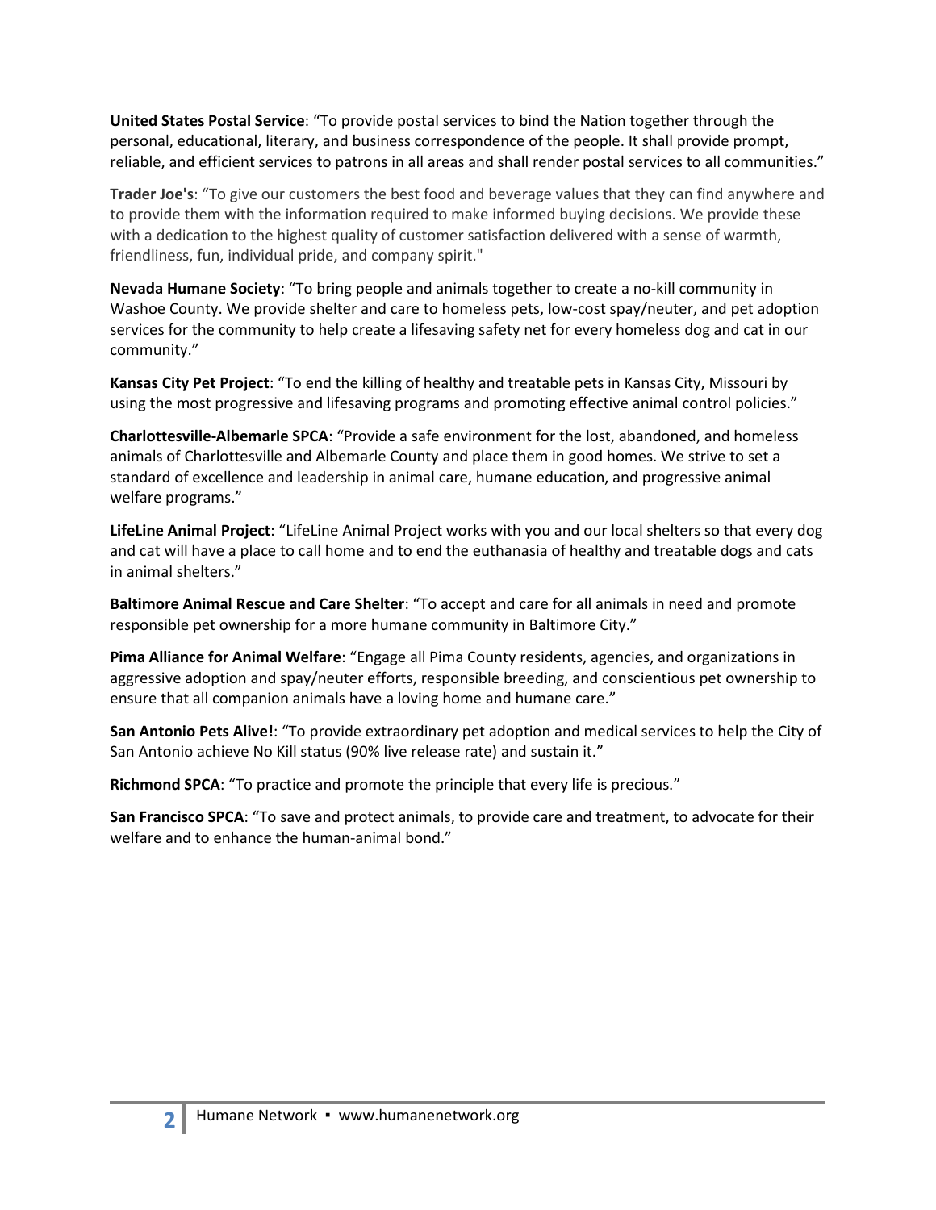**United States Postal Service**: "To provide postal services to bind the Nation together through the personal, educational, literary, and business correspondence of the people. It shall provide prompt, reliable, and efficient services to patrons in all areas and shall render postal services to all communities."

**Trader Joe's**: "To give our customers the best food and beverage values that they can find anywhere and to provide them with the information required to make informed buying decisions. We provide these with a dedication to the highest quality of customer satisfaction delivered with a sense of warmth, friendliness, fun, individual pride, and company spirit."

**Nevada Humane Society**: "To bring people and animals together to create a no-kill community in Washoe County. We provide shelter and care to homeless pets, low-cost spay/neuter, and pet adoption services for the community to help create a lifesaving safety net for every homeless dog and cat in our community."

**Kansas City Pet Project**: "To end the killing of healthy and treatable pets in Kansas City, Missouri by using the most progressive and lifesaving programs and promoting effective animal control policies."

**Charlottesville-Albemarle SPCA**: "Provide a safe environment for the lost, abandoned, and homeless animals of Charlottesville and Albemarle County and place them in good homes. We strive to set a standard of excellence and leadership in animal care, humane education, and progressive animal welfare programs."

**LifeLine Animal Project**: "LifeLine Animal Project works with you and our local shelters so that every dog and cat will have a place to call home and to end the euthanasia of healthy and treatable dogs and cats in animal shelters."

**Baltimore Animal Rescue and Care Shelter**: "To accept and care for all animals in need and promote responsible pet ownership for a more humane community in Baltimore City."

**Pima Alliance for Animal Welfare**: "Engage all Pima County residents, agencies, and organizations in aggressive adoption and spay/neuter efforts, responsible breeding, and conscientious pet ownership to ensure that all companion animals have a loving home and humane care."

**San Antonio Pets Alive!**: "To provide extraordinary pet adoption and medical services to help the City of San Antonio achieve No Kill status (90% live release rate) and sustain it."

**Richmond SPCA**: "To practice and promote the principle that every life is precious."

**San Francisco SPCA**: "To save and protect animals, to provide care and treatment, to advocate for their welfare and to enhance the human-animal bond."